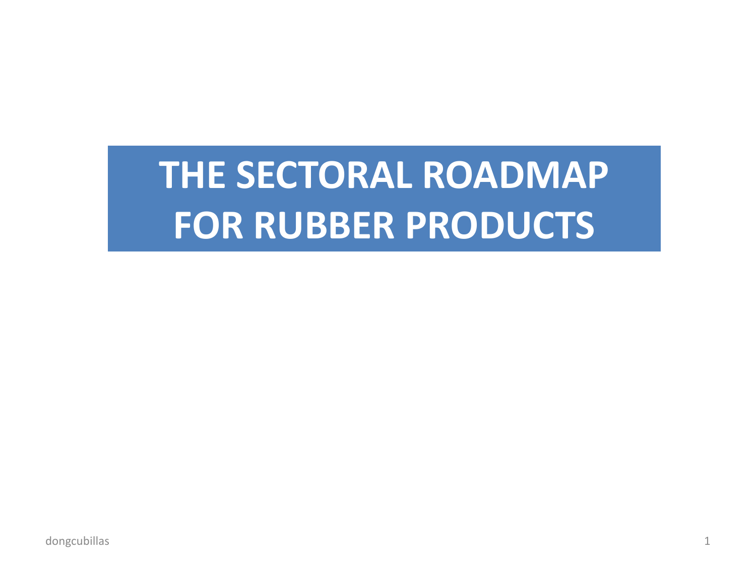# THE SECTORAL ROADMAP FOR RUBBER PRODUCTS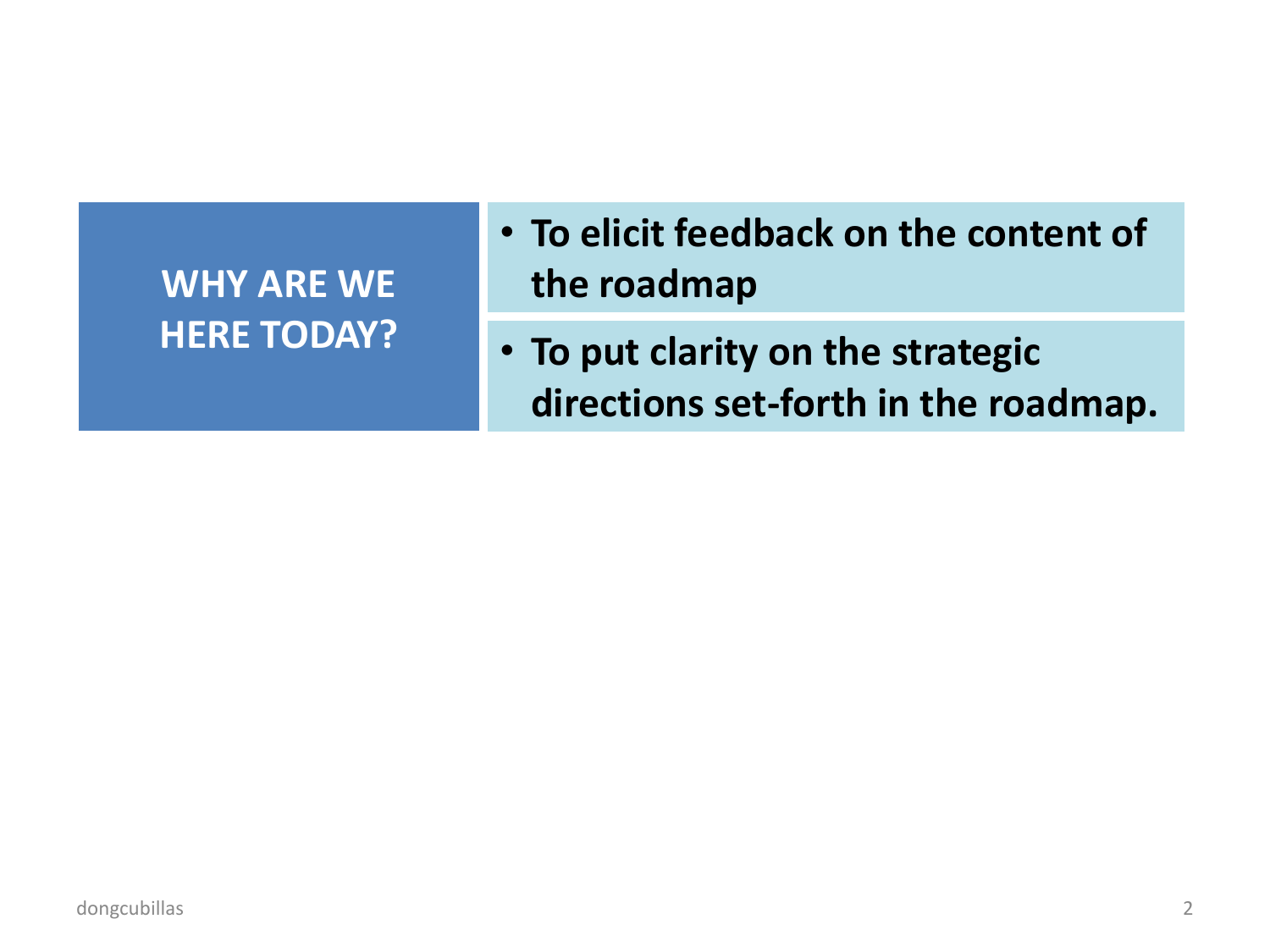## WHY ARE WE HERE TODAY?

- **To elicit feedback on the content of the roadmap**
- **To put clarity on the strategic directions set-forth in the roadmap.**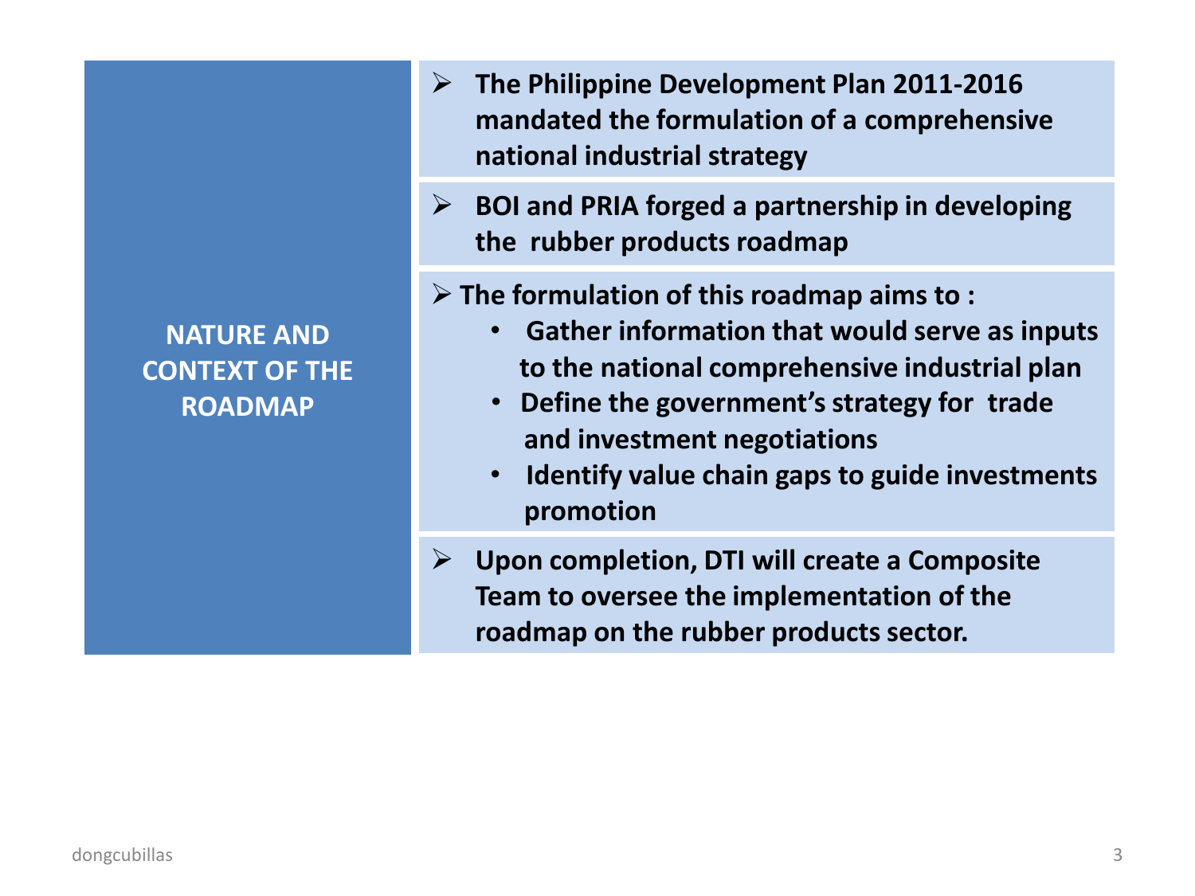## NATURE AND CONTEXT OF THE ROADMAP

- **The Philippine Development Plan 2011-2016 mandated the formulation of a comprehensive national industrial strategy**
- **BOI and PRIA forged a partnership in developing the rubber products roadmap**
- **The formulation of this roadmap aims to :**
  - **Gather information that would serve as inputs to the national comprehensive industrial plan**
  - **Define the government's strategy for trade and investment negotiations**
  - **Identify value chain gaps to guide investments promotion**
- **Upon completion, DTI will create a Composite Team to oversee the implementation of the roadmap on the rubber products sector.**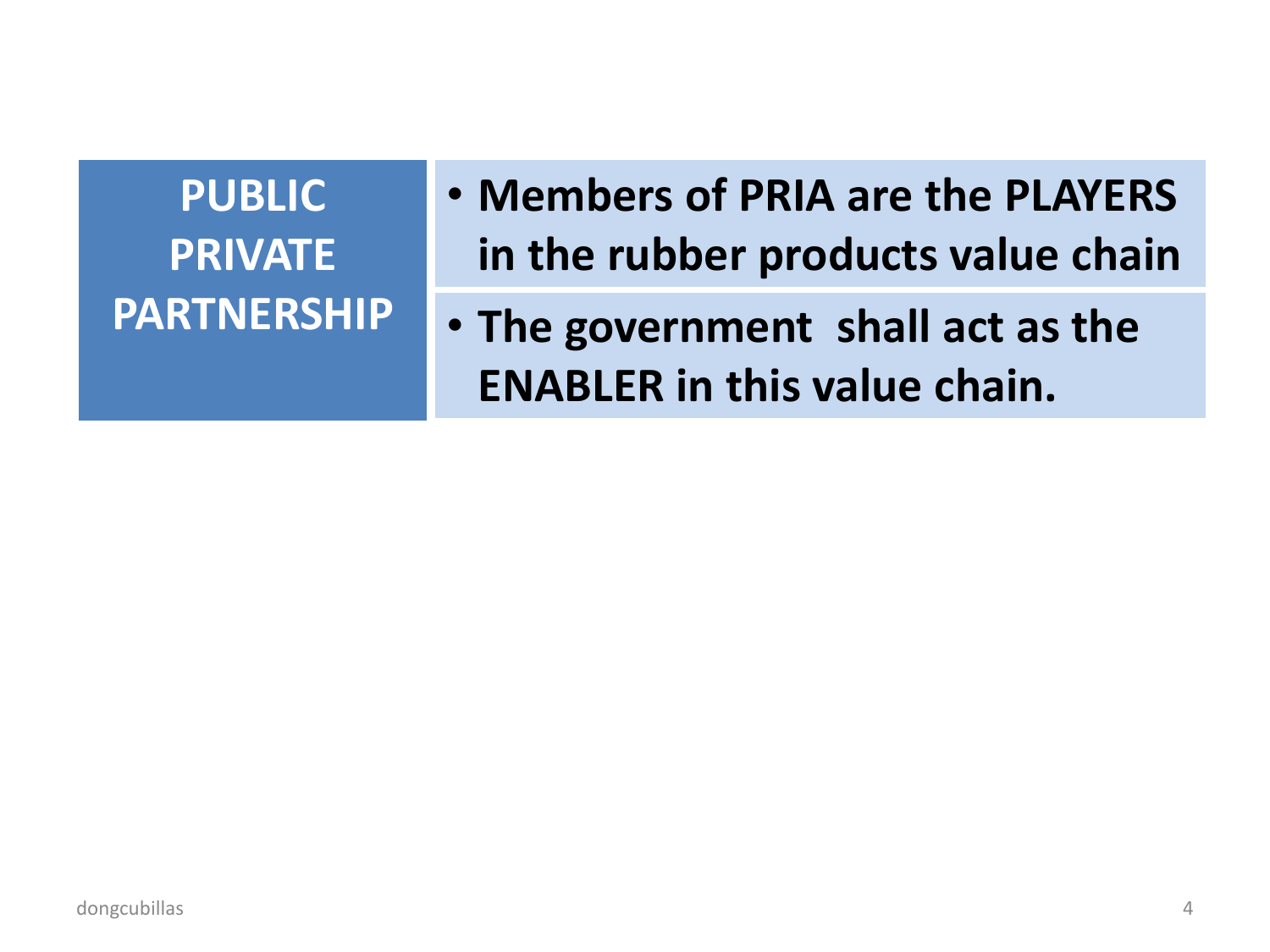## PUBLIC PRIVATE PARTNERSHIP

- **Members of PRIA are the PLAYERS in the rubber products value chain**
- **The government shall act as the ENABLER in this value chain.**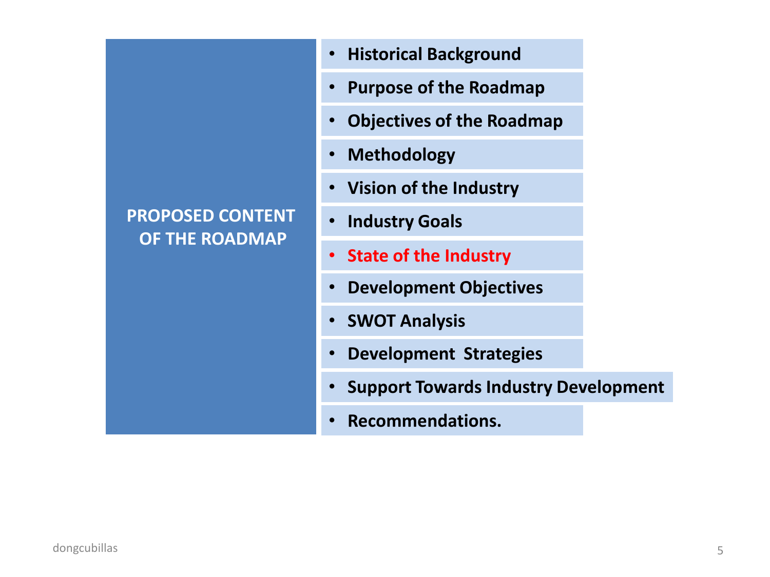## PROPOSED CONTENT OF THE ROADMAP

- **Historical Background**
- **Purpose of the Roadmap**
- **Objectives of the Roadmap**
- **Methodology**
- **Vision of the Industry**
- **Industry Goals**
- **State of the Industry**
- **Development Objectives**
- **SWOT Analysis**
- **Development  Strategies**
- **Support Towards Industry Development**
- **Recommendations.**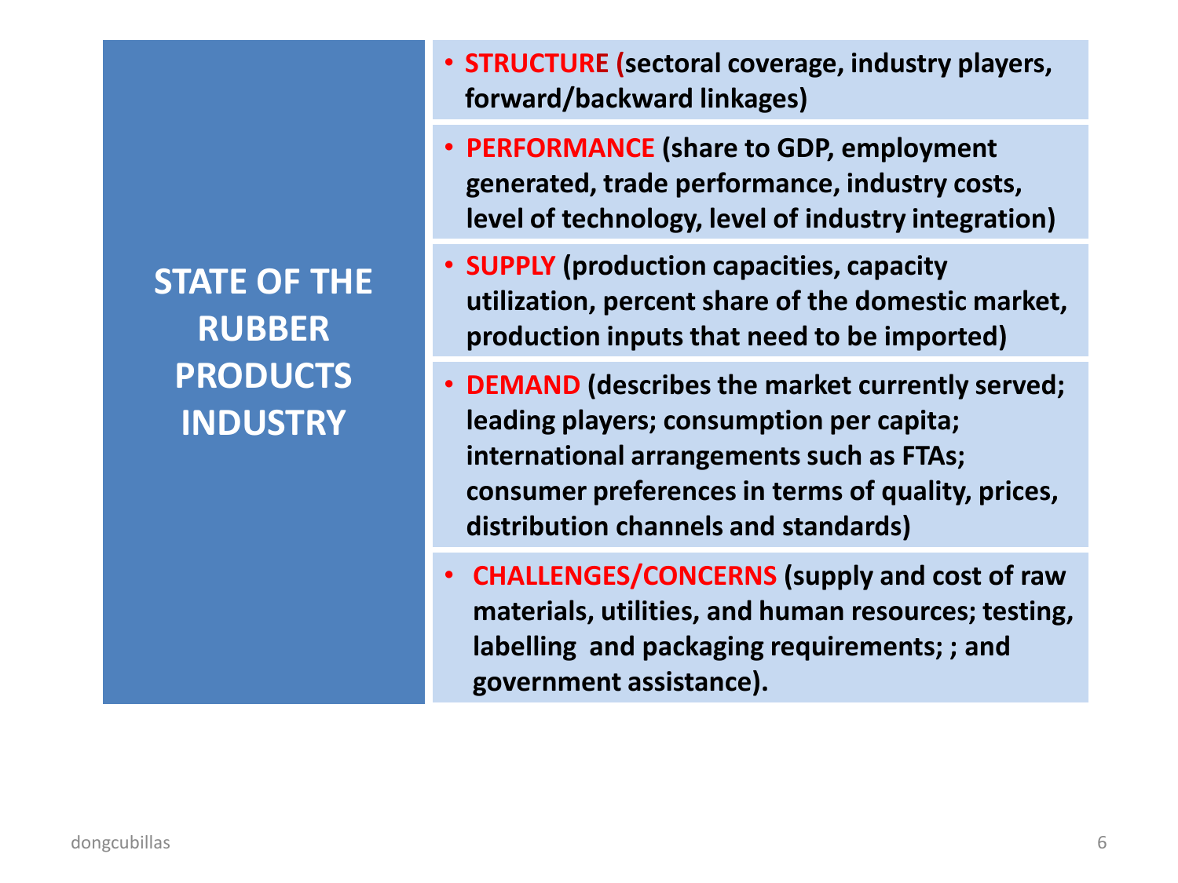## STATE OF THE RUBBER PRODUCTS INDUSTRY

- **STRUCTURE (sectoral coverage, industry players, forward/backward linkages)**
- **PERFORMANCE (share to GDP, employment generated, trade performance, industry costs, level of technology, level of industry integration)**
- **SUPPLY (production capacities, capacity utilization, percent share of the domestic market, production inputs that need to be imported)**
- **DEMAND (describes the market currently served; leading players; consumption per capita; international arrangements such as FTAs; consumer preferences in terms of quality, prices, distribution channels and standards)**
- **CHALLENGES/CONCERNS (supply and cost of raw materials, utilities, and human resources; testing, labelling and packaging requirements; ; and government assistance).**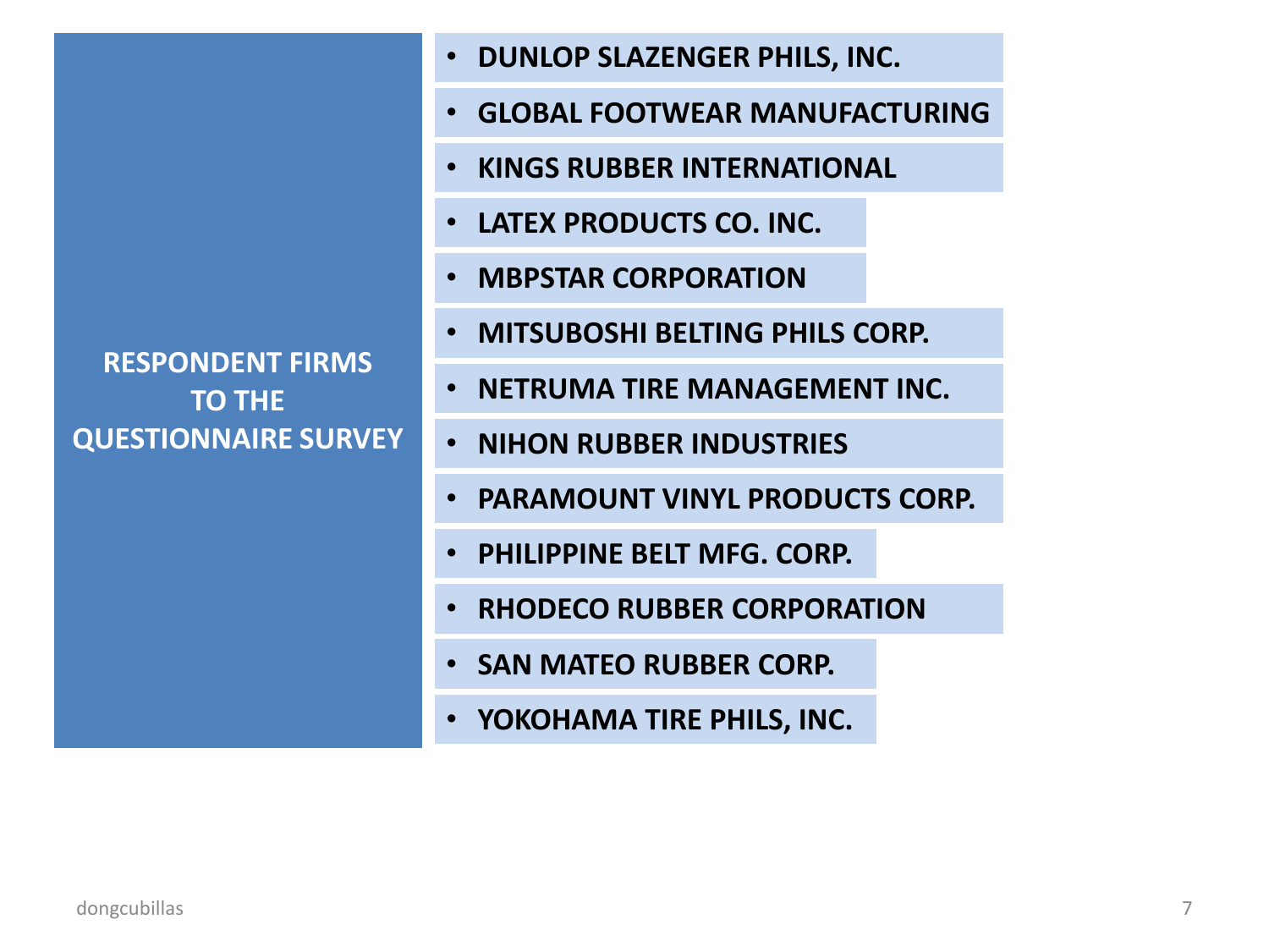## RESPONDENT FIRMS TO THE QUESTIONNAIRE SURVEY

- **DUNLOP SLAZENGER PHILS, INC.**
- **GLOBAL FOOTWEAR MANUFACTURING**
- **KINGS RUBBER INTERNATIONAL**
- **LATEX PRODUCTS CO. INC.**
- **MBPSTAR CORPORATION**
- **MITSUBOSHI BELTING PHILS CORP.**
- **NETRUMA TIRE MANAGEMENT INC.**
- **NIHON RUBBER INDUSTRIES**
- **PARAMOUNT VINYL PRODUCTS CORP.**
- **PHILIPPINE BELT MFG. CORP.**
- **RHODECO RUBBER CORPORATION**
- **SAN MATEO RUBBER CORP.**
- **YOKOHAMA TIRE PHILS, INC.**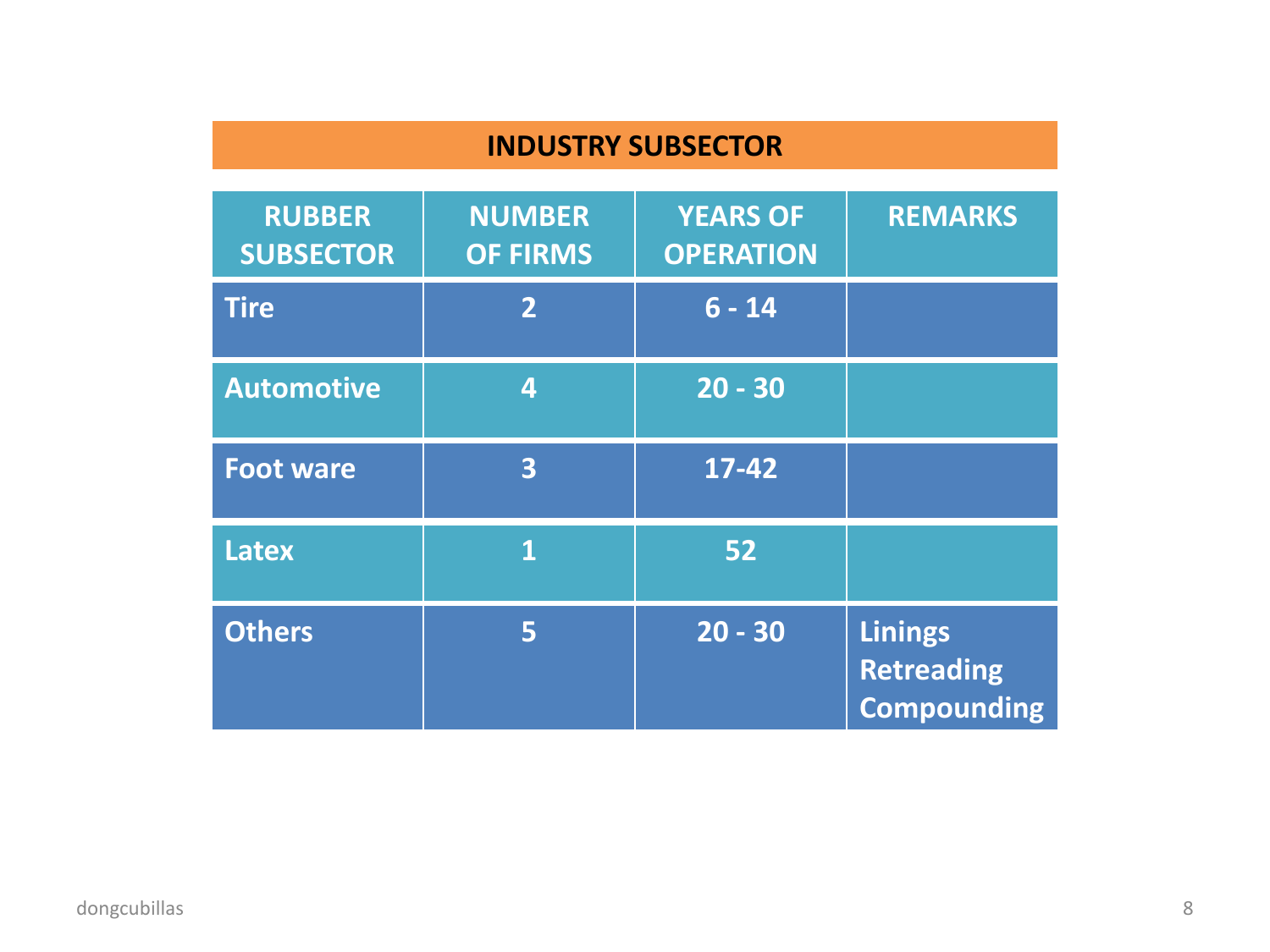## INDUSTRY SUBSECTOR

| RUBBER SUBSECTOR | NUMBER OF FIRMS | YEARS OF OPERATION | REMARKS |
| --- | --- | --- | --- |
| Tire | 2 | 6 - 14 | |
| Automotive | 4 | 20 - 30 | |
| Foot ware | 3 | 17-42 | |
| Latex | 1 | 52 | |
| Others | 5 | 20 - 30 | Linings Retreading Compounding |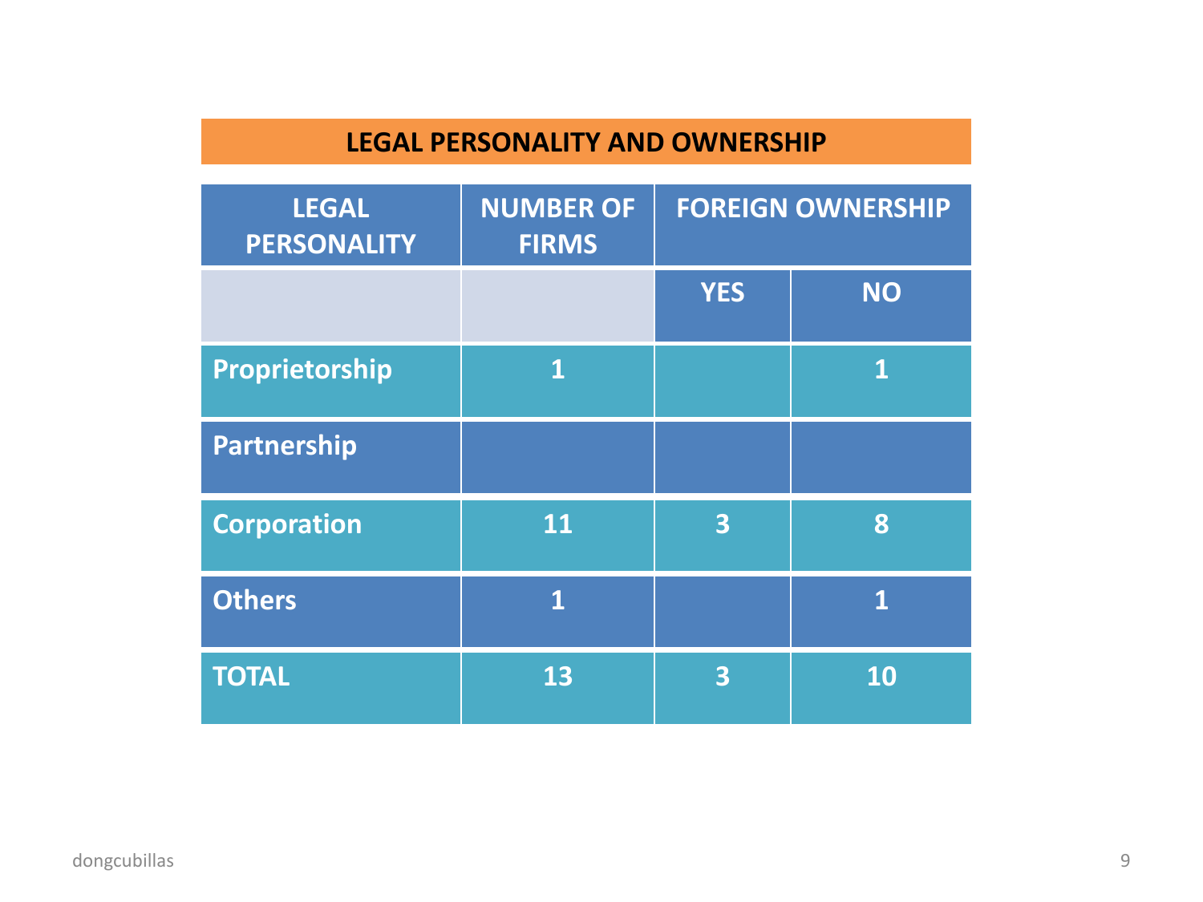## LEGAL PERSONALITY AND OWNERSHIP

| LEGAL PERSONALITY | NUMBER OF FIRMS | FOREIGN OWNERSHIP | |
|---|---|---|---|
| | | YES | NO |
| Proprietorship | 1 | | 1 |
| Partnership | | | |
| Corporation | 11 | 3 | 8 |
| Others | 1 | | 1 |
| TOTAL | 13 | 3 | 10 |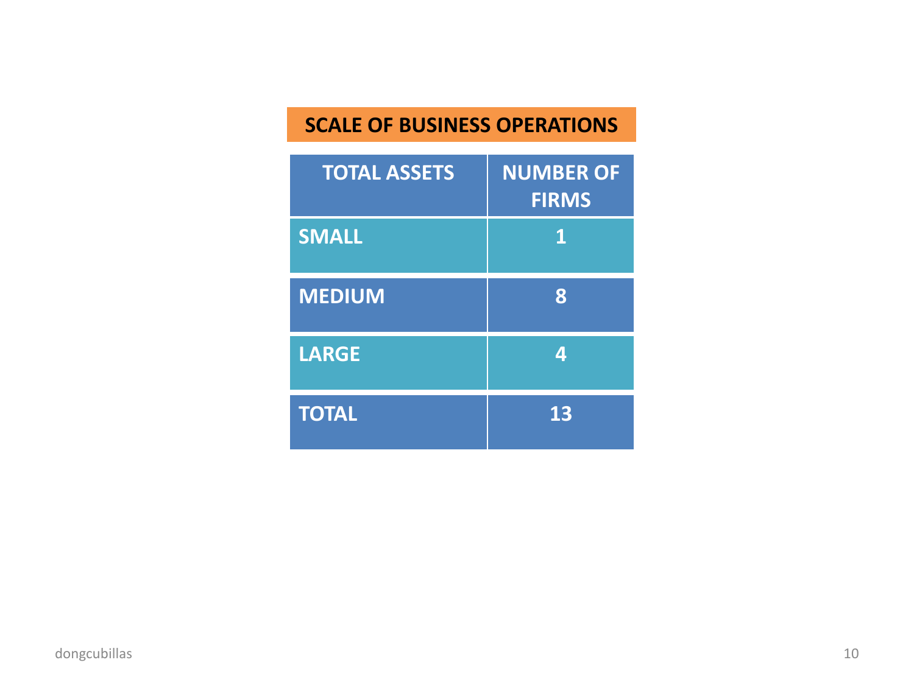## SCALE OF BUSINESS OPERATIONS

| TOTAL ASSETS | NUMBER OF FIRMS |
|---|---|
| SMALL | 1 |
| MEDIUM | 8 |
| LARGE | 4 |
| TOTAL | 13 |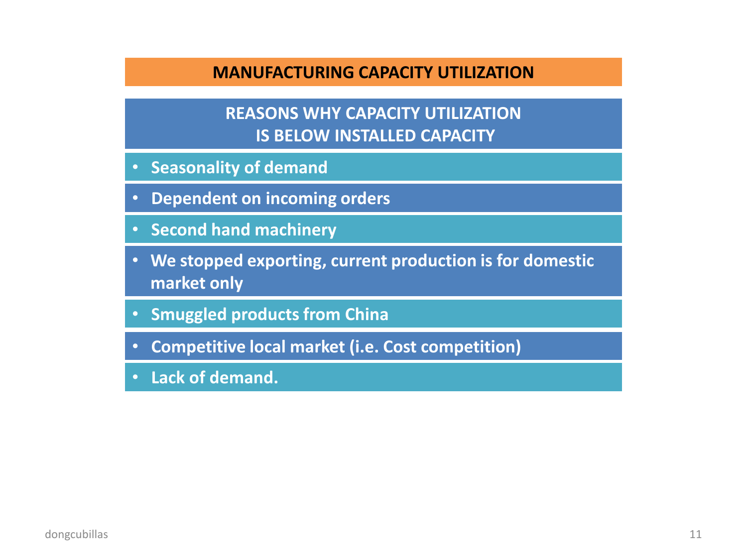# MANUFACTURING CAPACITY UTILIZATION

## REASONS WHY CAPACITY UTILIZATION IS BELOW INSTALLED CAPACITY

- **Seasonality of demand**
- **Dependent on incoming orders**
- **Second hand machinery**
- **We stopped exporting, current production is for domestic market only**
- **Smuggled products from China**
- **Competitive local market (i.e. Cost competition)**
- **Lack of demand.**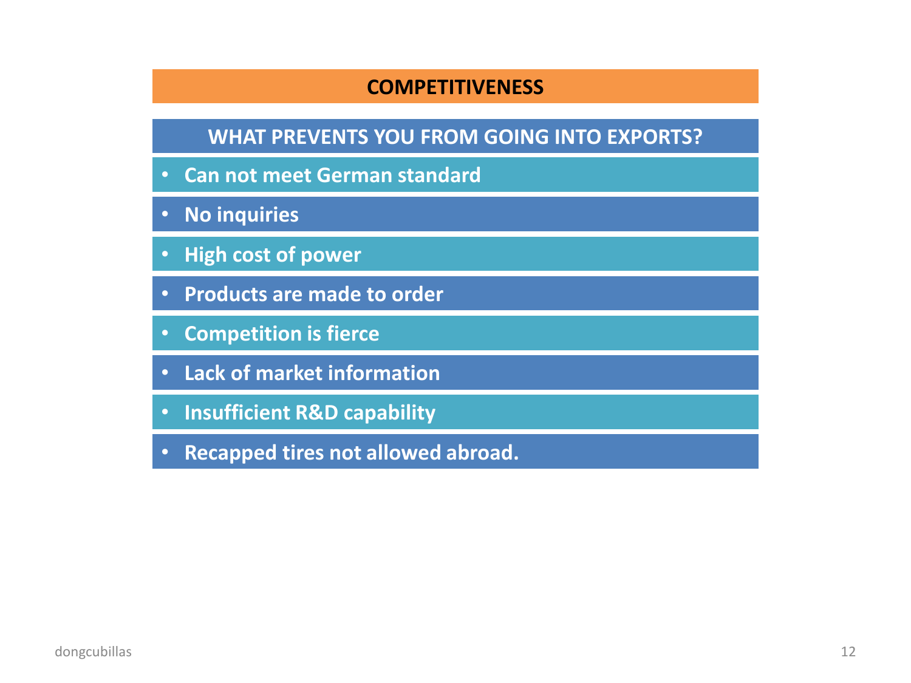## COMPETITIVENESS

### WHAT PREVENTS YOU FROM GOING INTO EXPORTS?

- Can not meet German standard
- No inquiries
- High cost of power
- Products are made to order
- Competition is fierce
- Lack of market information
- Insufficient R&D capability
- Recapped tires not allowed abroad.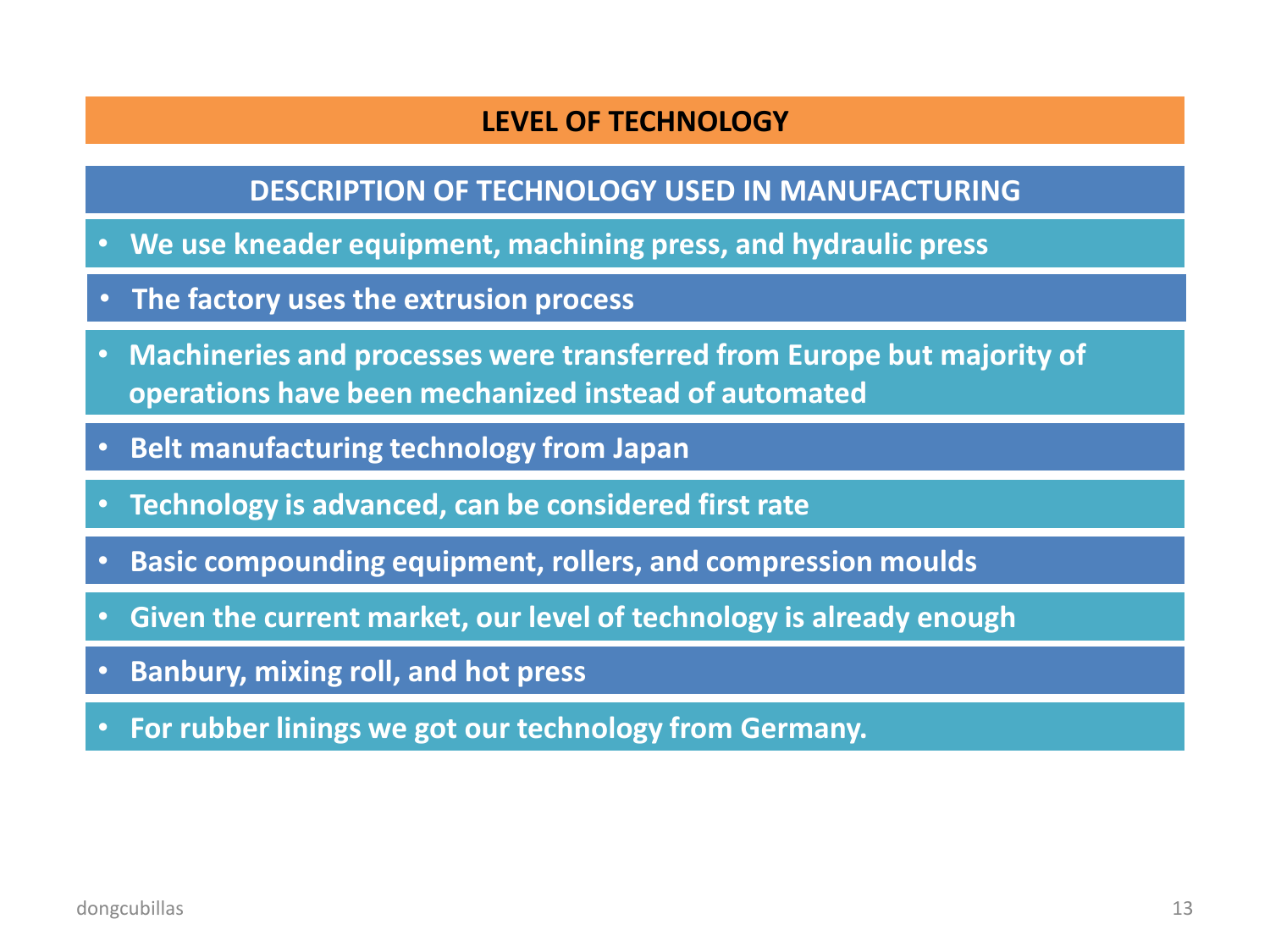# LEVEL OF TECHNOLOGY

## DESCRIPTION OF TECHNOLOGY USED IN MANUFACTURING

- We use kneader equipment, machining press, and hydraulic press
- The factory uses the extrusion process
- Machineries and processes were transferred from Europe but majority of operations have been mechanized instead of automated
- Belt manufacturing technology from Japan
- Technology is advanced, can be considered first rate
- Basic compounding equipment, rollers, and compression moulds
- Given the current market, our level of technology is already enough
- Banbury, mixing roll, and hot press
- For rubber linings we got our technology from Germany.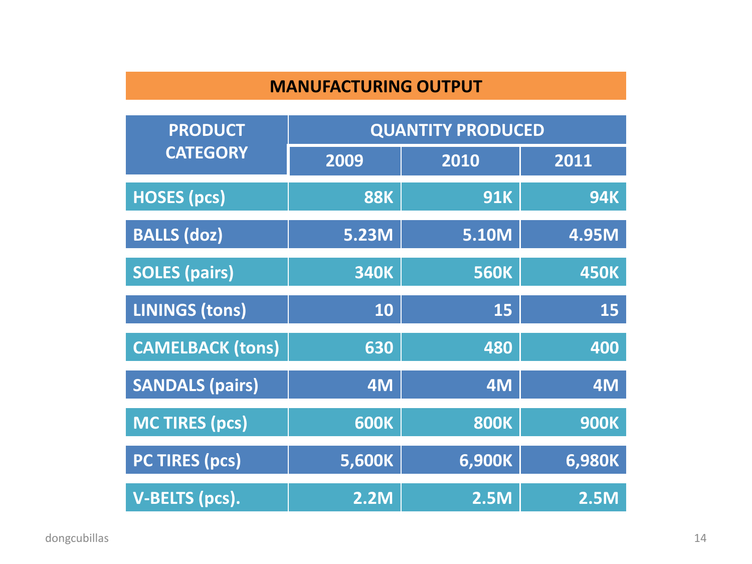## MANUFACTURING OUTPUT

| PRODUCT CATEGORY | QUANTITY PRODUCED | | |
|---|---|---|---|
| | 2009 | 2010 | 2011 |
| HOSES (pcs) | 88K | 91K | 94K |
| BALLS (doz) | 5.23M | 5.10M | 4.95M |
| SOLES (pairs) | 340K | 560K | 450K |
| LININGS (tons) | 10 | 15 | 15 |
| CAMELBACK (tons) | 630 | 480 | 400 |
| SANDALS (pairs) | 4M | 4M | 4M |
| MC TIRES (pcs) | 600K | 800K | 900K |
| PC TIRES (pcs) | 5,600K | 6,900K | 6,980K |
| V-BELTS (pcs). | 2.2M | 2.5M | 2.5M |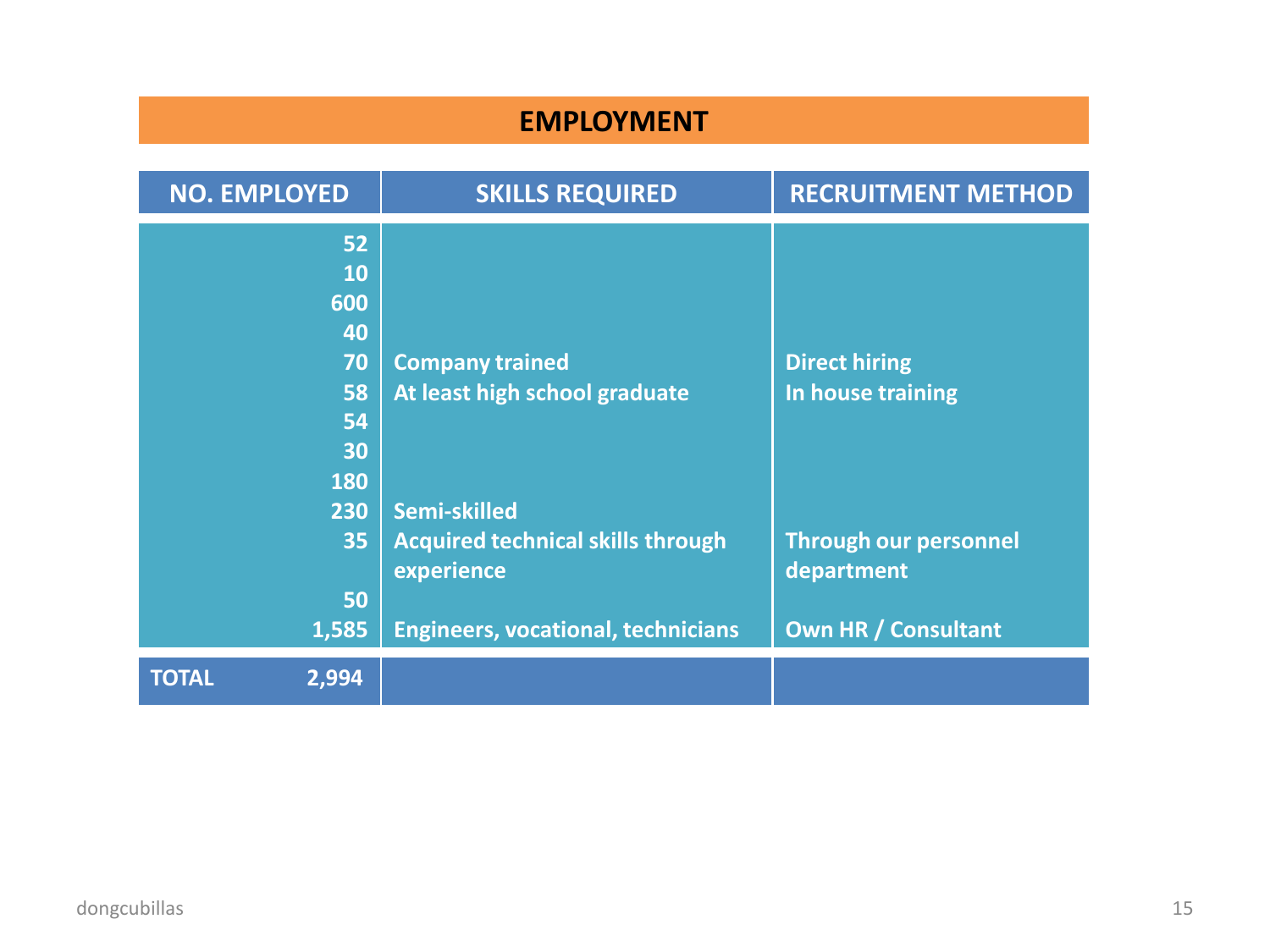## EMPLOYMENT

| NO. EMPLOYED | SKILLS REQUIRED | RECRUITMENT METHOD |
|---|---|---|
| 52 | | |
| 10 | | |
| 600 | | |
| 40 | | |
| 70 | Company trained | Direct hiring |
| 58 | At least high school graduate | In house training |
| 54 | | |
| 30 | | |
| 180 | | |
| 230 | Semi-skilled | |
| 35 | Acquired technical skills through experience | Through our personnel department |
| 50 | | |
| 1,585 | Engineers, vocational, technicians | Own HR / Consultant |
| **TOTAL 2,994** | | |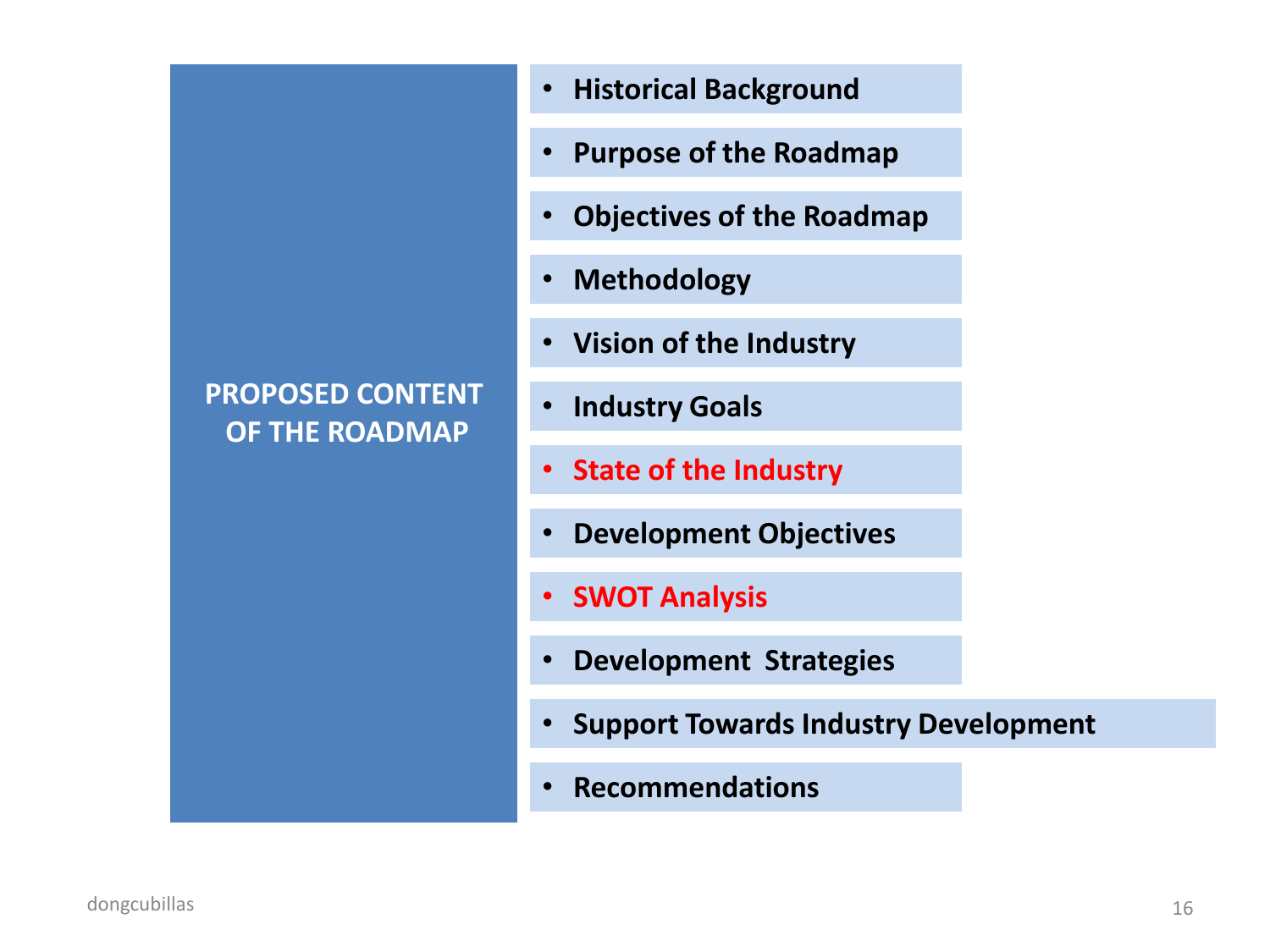## PROPOSED CONTENT OF THE ROADMAP

- **Historical Background**
- **Purpose of the Roadmap**
- **Objectives of the Roadmap**
- **Methodology**
- **Vision of the Industry**
- **Industry Goals**
- **State of the Industry**
- **Development Objectives**
- **SWOT Analysis**
- **Development Strategies**
- **Support Towards Industry Development**
- **Recommendations**

dongcubillas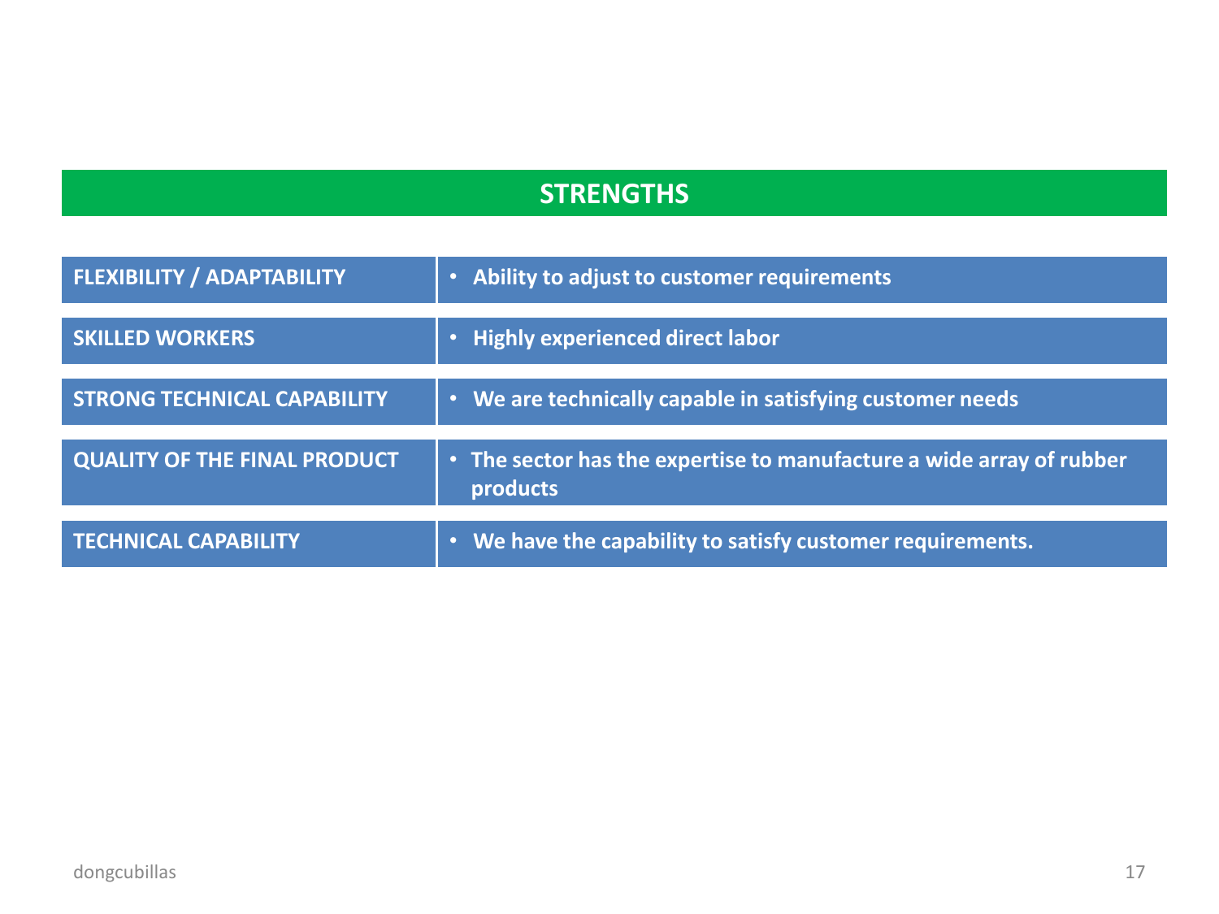## STRENGTHS

| | |
|---|---|
| **FLEXIBILITY / ADAPTABILITY** | • **Ability to adjust to customer requirements** |
| **SKILLED WORKERS** | • **Highly experienced direct labor** |
| **STRONG TECHNICAL CAPABILITY** | • **We are technically capable in satisfying customer needs** |
| **QUALITY OF THE FINAL PRODUCT** | • **The sector has the expertise to manufacture a wide array of rubber products** |
| **TECHNICAL CAPABILITY** | • **We have the capability to satisfy customer requirements.** |

dongcubillas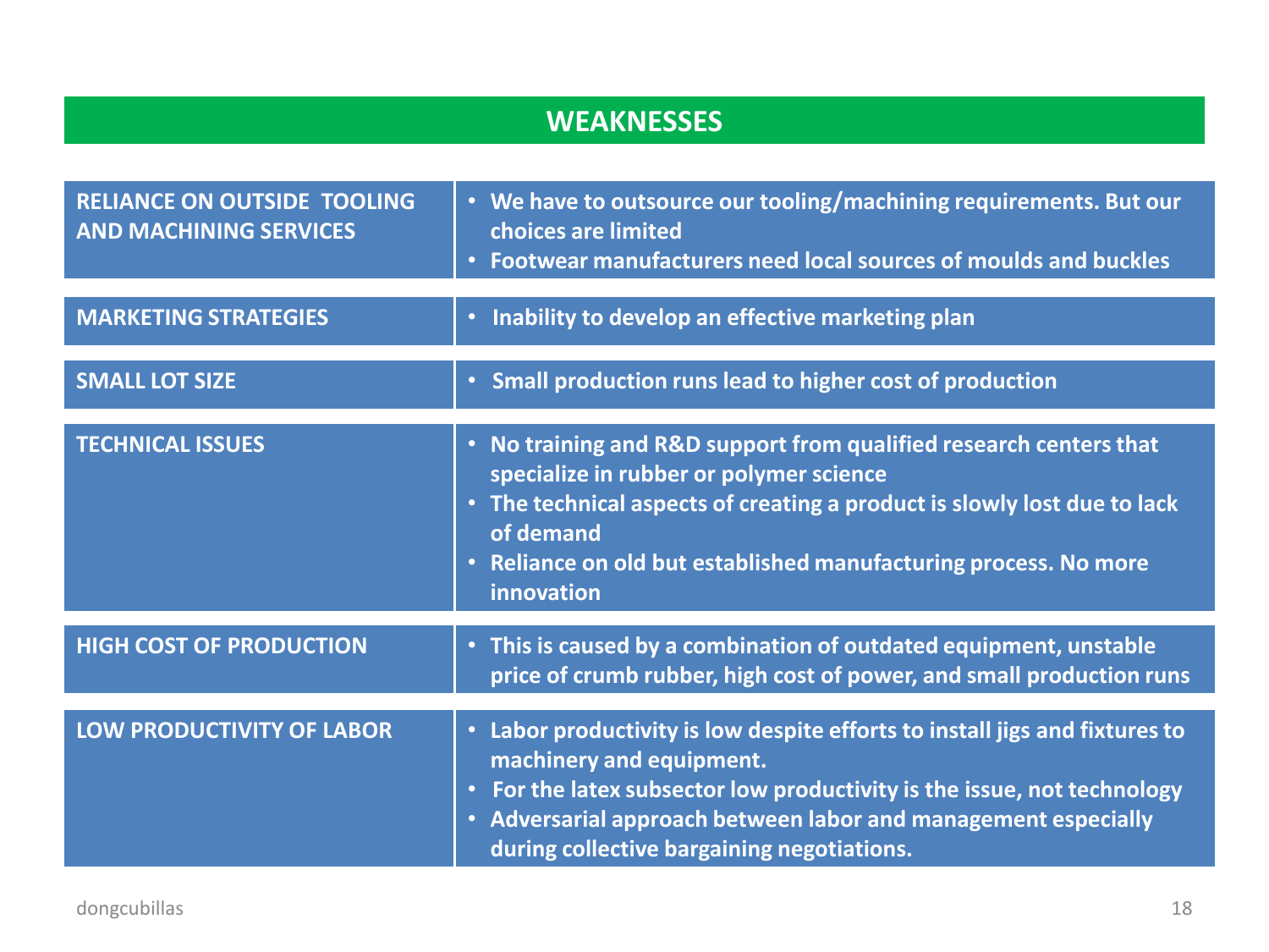# WEAKNESSES

| | |
|---|---|
| **RELIANCE ON OUTSIDE TOOLING AND MACHINING SERVICES** | • We have to outsource our tooling/machining requirements. But our choices are limited<br>• Footwear manufacturers need local sources of moulds and buckles |
| **MARKETING STRATEGIES** | • Inability to develop an effective marketing plan |
| **SMALL LOT SIZE** | • Small production runs lead to higher cost of production |
| **TECHNICAL ISSUES** | • No training and R&D support from qualified research centers that specialize in rubber or polymer science<br>• The technical aspects of creating a product is slowly lost due to lack of demand<br>• Reliance on old but established manufacturing process. No more innovation |
| **HIGH COST OF PRODUCTION** | • This is caused by a combination of outdated equipment, unstable price of crumb rubber, high cost of power, and small production runs |
| **LOW PRODUCTIVITY OF LABOR** | • Labor productivity is low despite efforts to install jigs and fixtures to machinery and equipment.<br>• For the latex subsector low productivity is the issue, not technology<br>• Adversarial approach between labor and management especially during collective bargaining negotiations. |

dongcubillas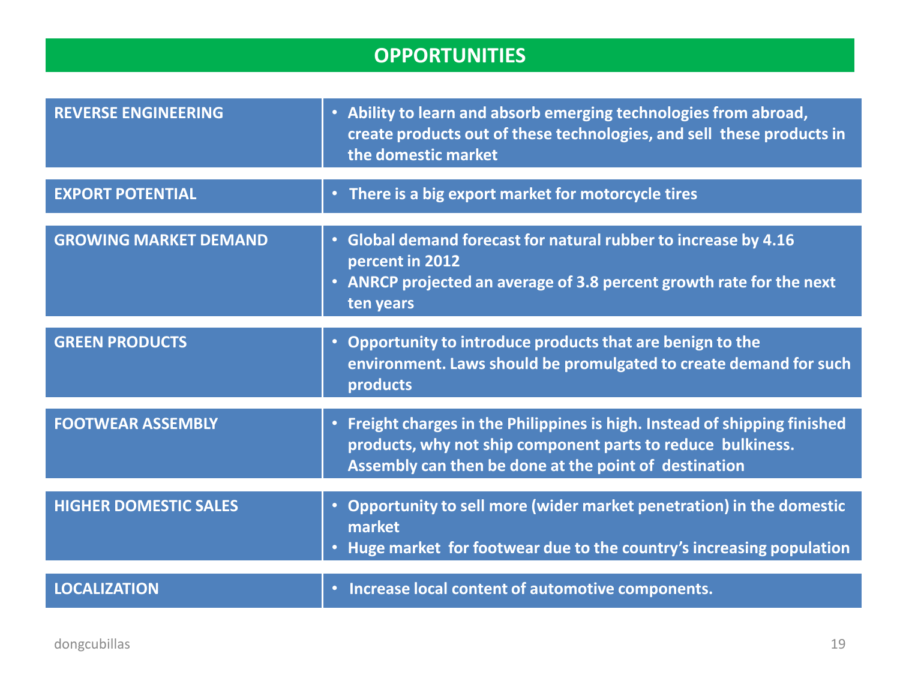# OPPORTUNITIES

| | |
|---|---|
| **REVERSE ENGINEERING** | • Ability to learn and absorb emerging technologies from abroad, create products out of these technologies, and sell these products in the domestic market |
| **EXPORT POTENTIAL** | • There is a big export market for motorcycle tires |
| **GROWING MARKET DEMAND** | • Global demand forecast for natural rubber to increase by 4.16 percent in 2012<br>• ANRCP projected an average of 3.8 percent growth rate for the next ten years |
| **GREEN PRODUCTS** | • Opportunity to introduce products that are benign to the environment. Laws should be promulgated to create demand for such products |
| **FOOTWEAR ASSEMBLY** | • Freight charges in the Philippines is high. Instead of shipping finished products, why not ship component parts to reduce bulkiness. Assembly can then be done at the point of destination |
| **HIGHER DOMESTIC SALES** | • Opportunity to sell more (wider market penetration) in the domestic market<br>• Huge market for footwear due to the country's increasing population |
| **LOCALIZATION** | • Increase local content of automotive components. |

dongcubillas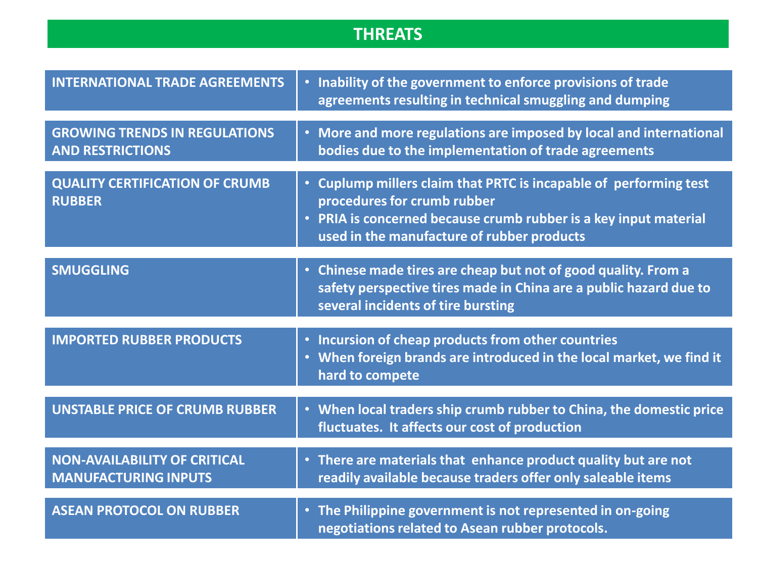# THREATS

| | |
|---|---|
| INTERNATIONAL TRADE AGREEMENTS | • Inability of the government to enforce provisions of trade agreements resulting in technical smuggling and dumping |
| GROWING TRENDS IN REGULATIONS AND RESTRICTIONS | • More and more regulations are imposed by local and international bodies due to the implementation of trade agreements |
| QUALITY CERTIFICATION OF CRUMB RUBBER | • Cuplump millers claim that PRTC is incapable of performing test procedures for crumb rubber<br>• PRIA is concerned because crumb rubber is a key input material used in the manufacture of rubber products |
| SMUGGLING | • Chinese made tires are cheap but not of good quality. From a safety perspective tires made in China are a public hazard due to several incidents of tire bursting |
| IMPORTED RUBBER PRODUCTS | • Incursion of cheap products from other countries<br>• When foreign brands are introduced in the local market, we find it hard to compete |
| UNSTABLE PRICE OF CRUMB RUBBER | • When local traders ship crumb rubber to China, the domestic price fluctuates. It affects our cost of production |
| NON-AVAILABILITY OF CRITICAL MANUFACTURING INPUTS | • There are materials that enhance product quality but are not readily available because traders offer only saleable items |
| ASEAN PROTOCOL ON RUBBER | • The Philippine government is not represented in on-going negotiations related to Asean rubber protocols. |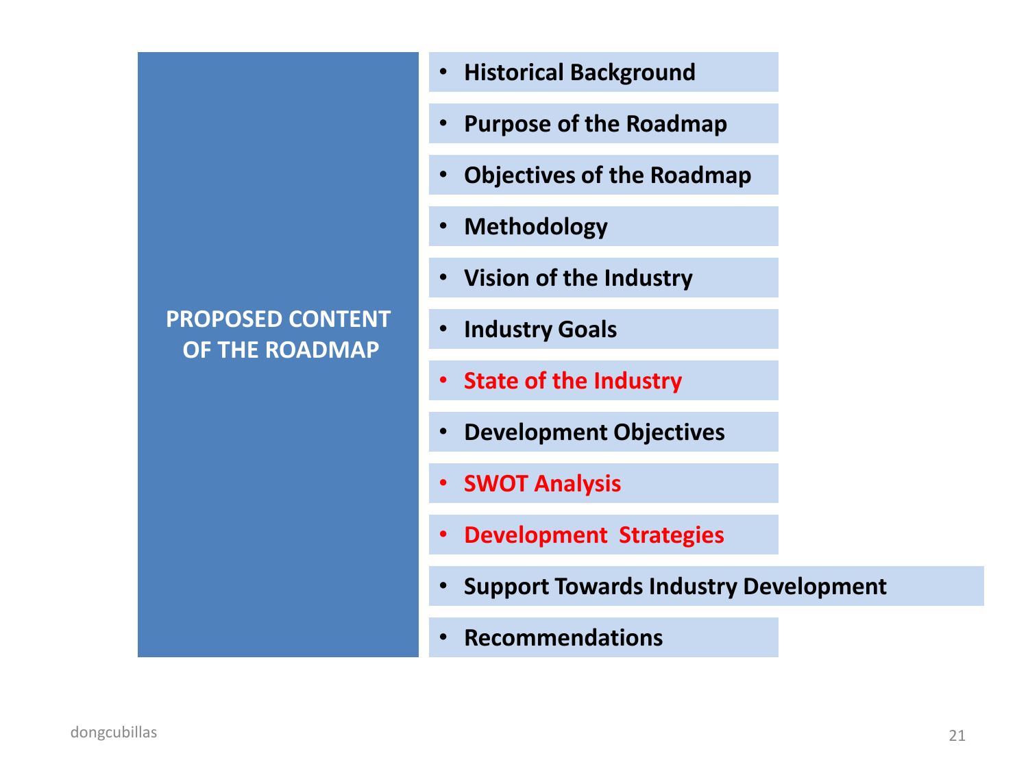## PROPOSED CONTENT OF THE ROADMAP

- **Historical Background**
- **Purpose of the Roadmap**
- **Objectives of the Roadmap**
- **Methodology**
- **Vision of the Industry**
- **Industry Goals**
- **State of the Industry**
- **Development Objectives**
- **SWOT Analysis**
- **Development Strategies**
- **Support Towards Industry Development**
- **Recommendations**

dongcubillas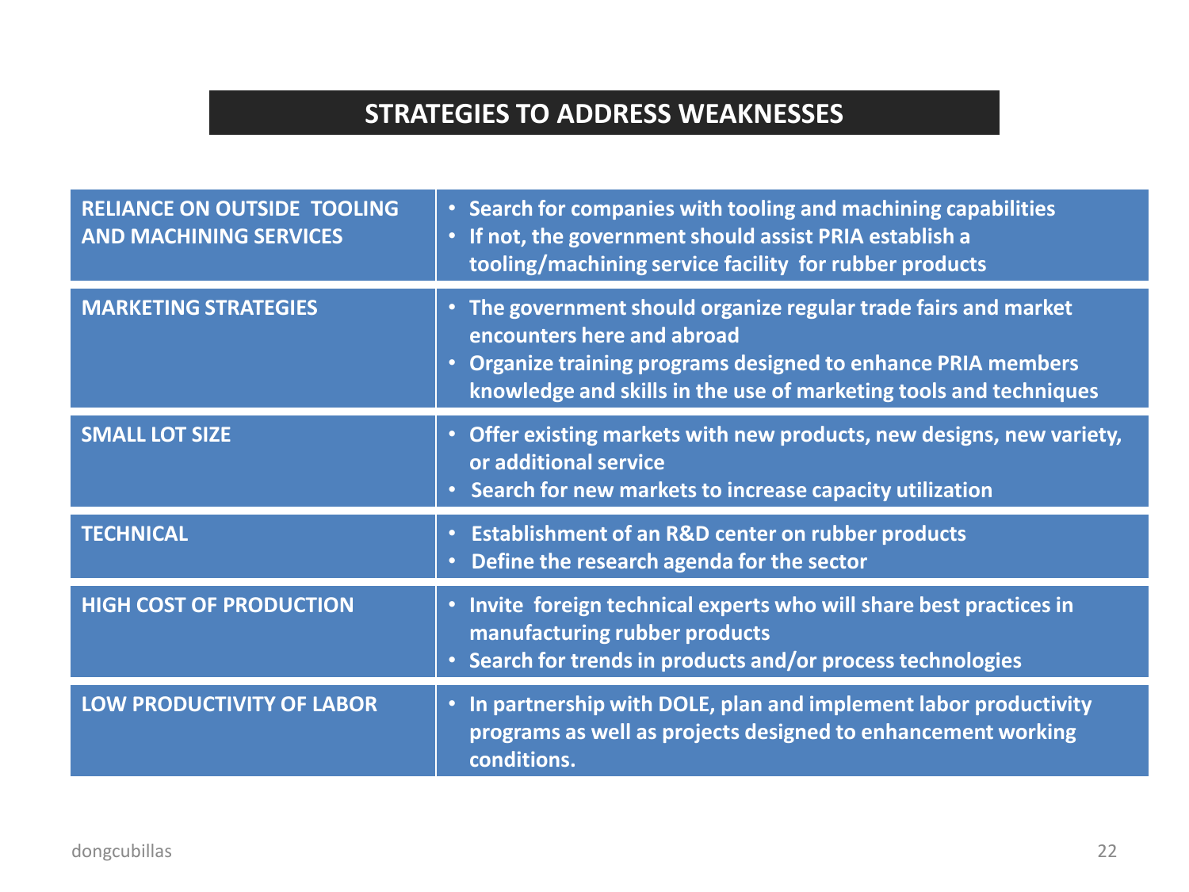## STRATEGIES TO ADDRESS WEAKNESSES

| | |
|---|---|
| **RELIANCE ON OUTSIDE TOOLING AND MACHINING SERVICES** | • Search for companies with tooling and machining capabilities<br>• If not, the government should assist PRIA establish a tooling/machining service facility for rubber products |
| **MARKETING STRATEGIES** | • The government should organize regular trade fairs and market encounters here and abroad<br>• Organize training programs designed to enhance PRIA members knowledge and skills in the use of marketing tools and techniques |
| **SMALL LOT SIZE** | • Offer existing markets with new products, new designs, new variety, or additional service<br>• Search for new markets to increase capacity utilization |
| **TECHNICAL** | • Establishment of an R&D center on rubber products<br>• Define the research agenda for the sector |
| **HIGH COST OF PRODUCTION** | • Invite foreign technical experts who will share best practices in manufacturing rubber products<br>• Search for trends in products and/or process technologies |
| **LOW PRODUCTIVITY OF LABOR** | • In partnership with DOLE, plan and implement labor productivity programs as well as projects designed to enhancement working conditions. |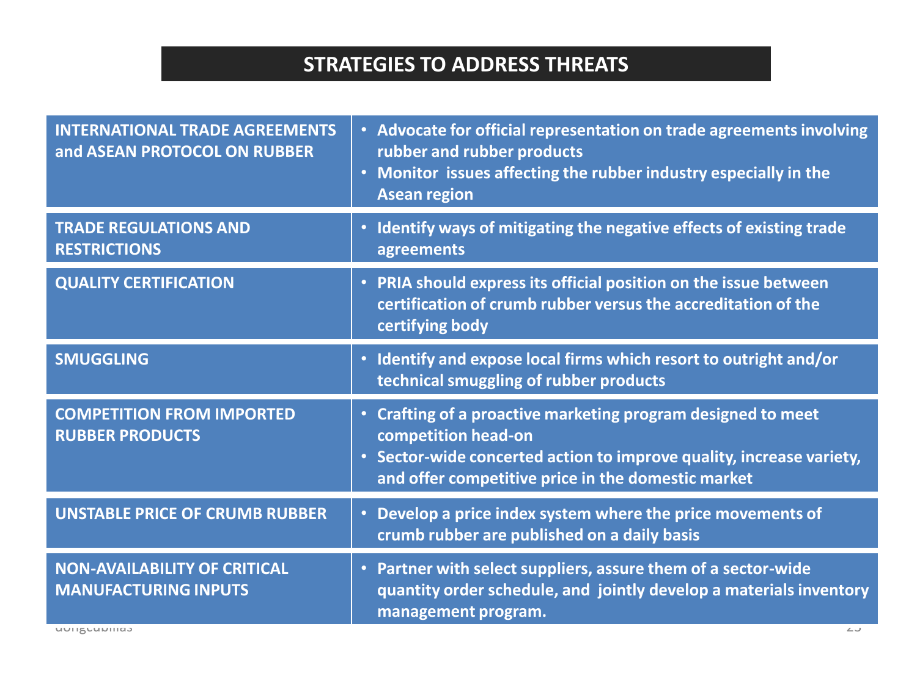# STRATEGIES TO ADDRESS THREATS

| | |
|---|---|
| **INTERNATIONAL TRADE AGREEMENTS and ASEAN PROTOCOL ON RUBBER** | • Advocate for official representation on trade agreements involving rubber and rubber products<br>• Monitor issues affecting the rubber industry especially in the Asean region |
| **TRADE REGULATIONS AND RESTRICTIONS** | • Identify ways of mitigating the negative effects of existing trade agreements |
| **QUALITY CERTIFICATION** | • PRIA should express its official position on the issue between certification of crumb rubber versus the accreditation of the certifying body |
| **SMUGGLING** | • Identify and expose local firms which resort to outright and/or technical smuggling of rubber products |
| **COMPETITION FROM IMPORTED RUBBER PRODUCTS** | • Crafting of a proactive marketing program designed to meet competition head-on<br>• Sector-wide concerted action to improve quality, increase variety, and offer competitive price in the domestic market |
| **UNSTABLE PRICE OF CRUMB RUBBER** | • Develop a price index system where the price movements of crumb rubber are published on a daily basis |
| **NON-AVAILABILITY OF CRITICAL MANUFACTURING INPUTS** | • Partner with select suppliers, assure them of a sector-wide quantity order schedule, and jointly develop a materials inventory management program. |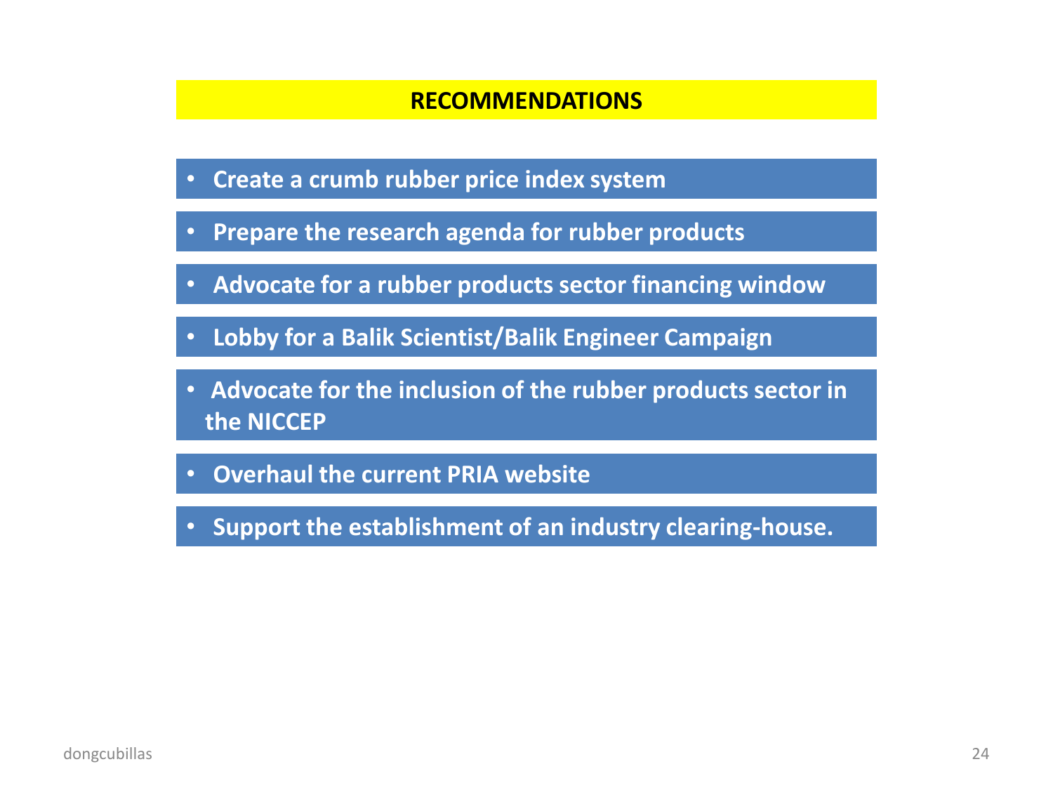## RECOMMENDATIONS

- **Create a crumb rubber price index system**
- **Prepare the research agenda for rubber products**
- **Advocate for a rubber products sector financing window**
- **Lobby for a Balik Scientist/Balik Engineer Campaign**
- **Advocate for the inclusion of the rubber products sector in the NICCEP**
- **Overhaul the current PRIA website**
- **Support the establishment of an industry clearing-house.**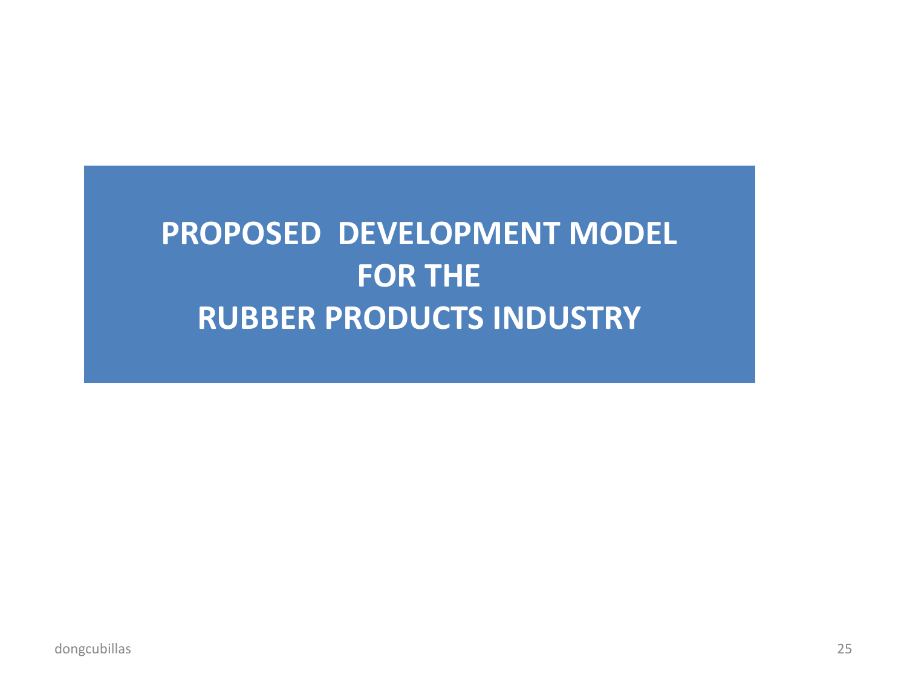# PROPOSED DEVELOPMENT MODEL FOR THE RUBBER PRODUCTS INDUSTRY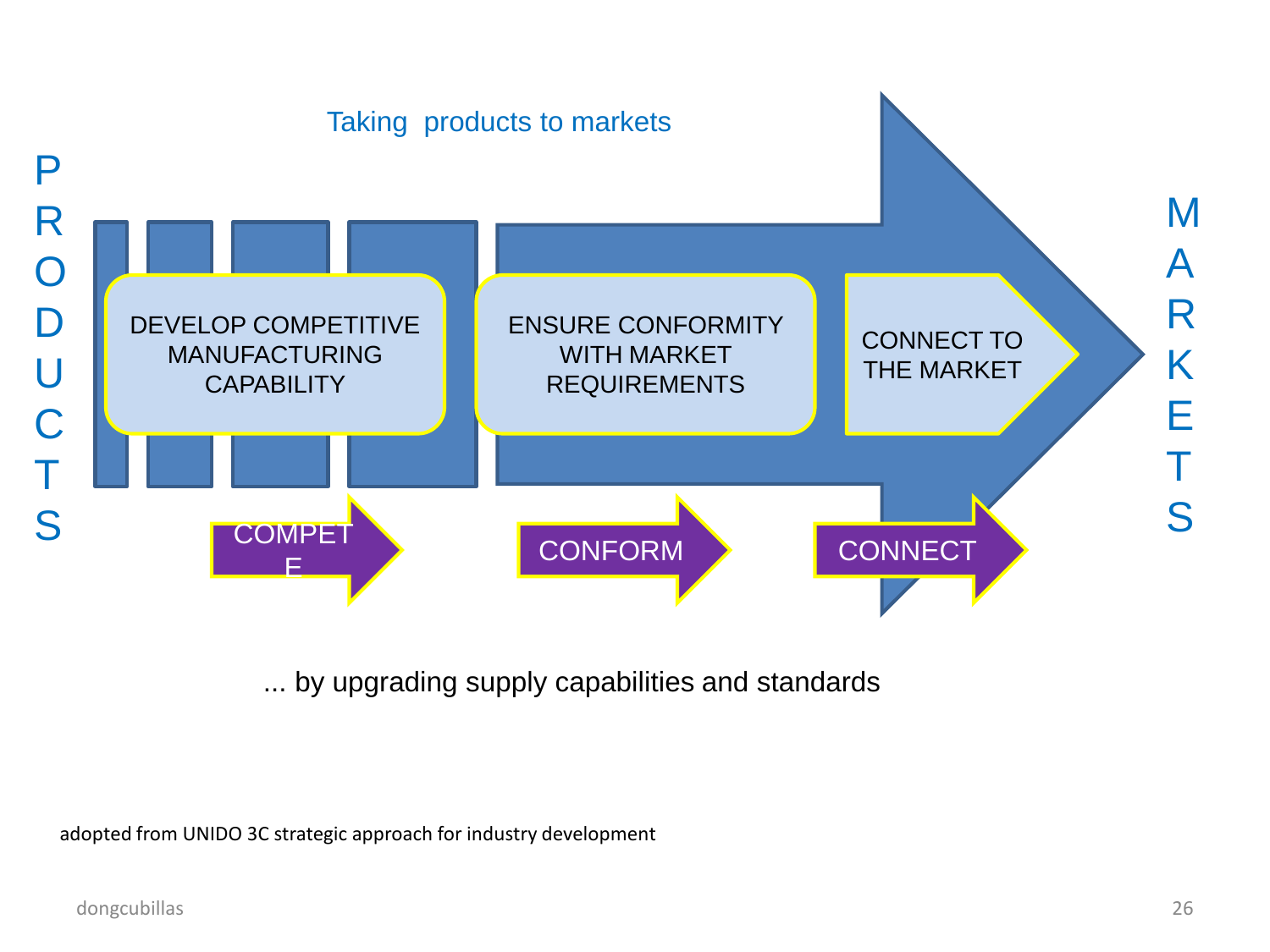Taking products to markets

PRODUCTS

DEVELOP COMPETITIVE MANUFACTURING CAPABILITY

ENSURE CONFORMITY WITH MARKET REQUIREMENTS

CONNECT TO THE MARKET

MARKETS

COMPETE

CONFORM

CONNECT

... by upgrading supply capabilities and standards

adopted from UNIDO 3C strategic approach for industry development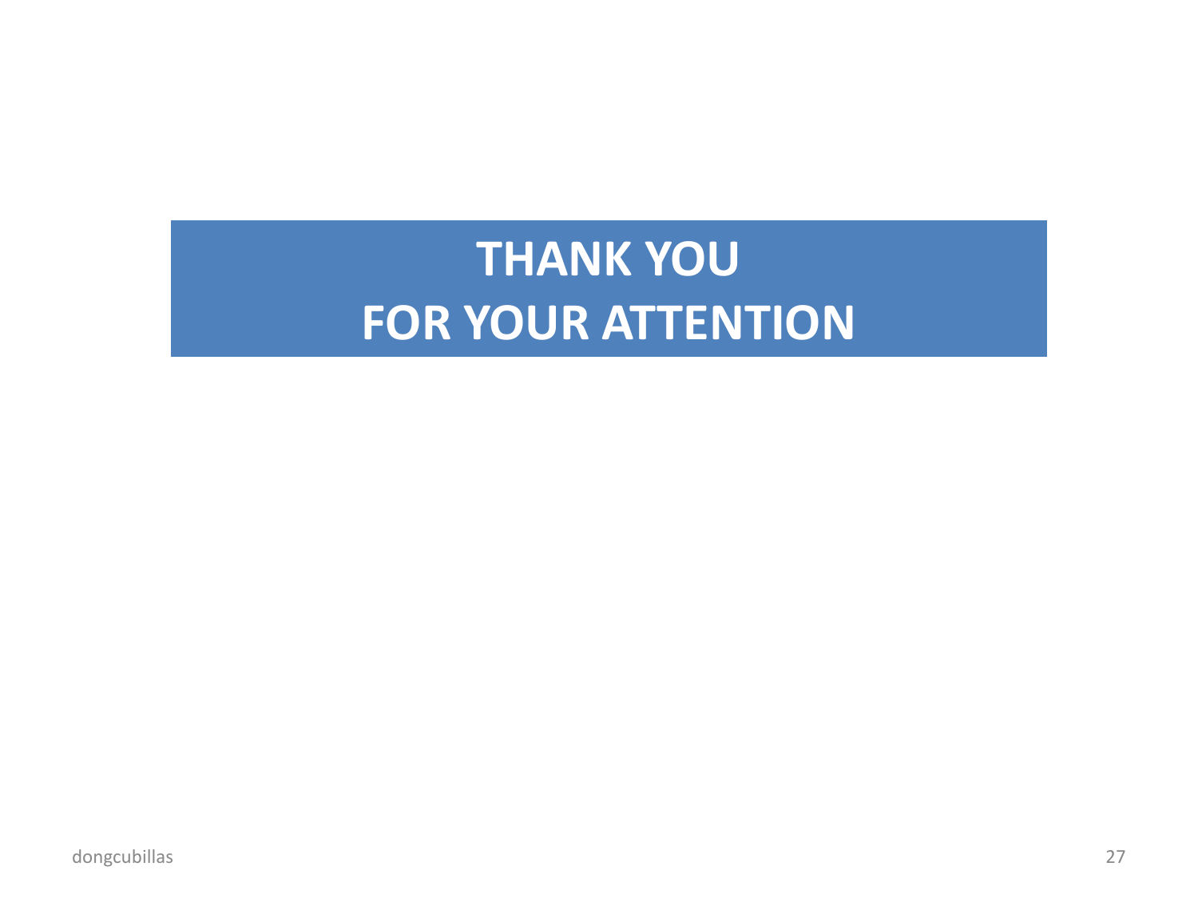# THANK YOU
# FOR YOUR ATTENTION